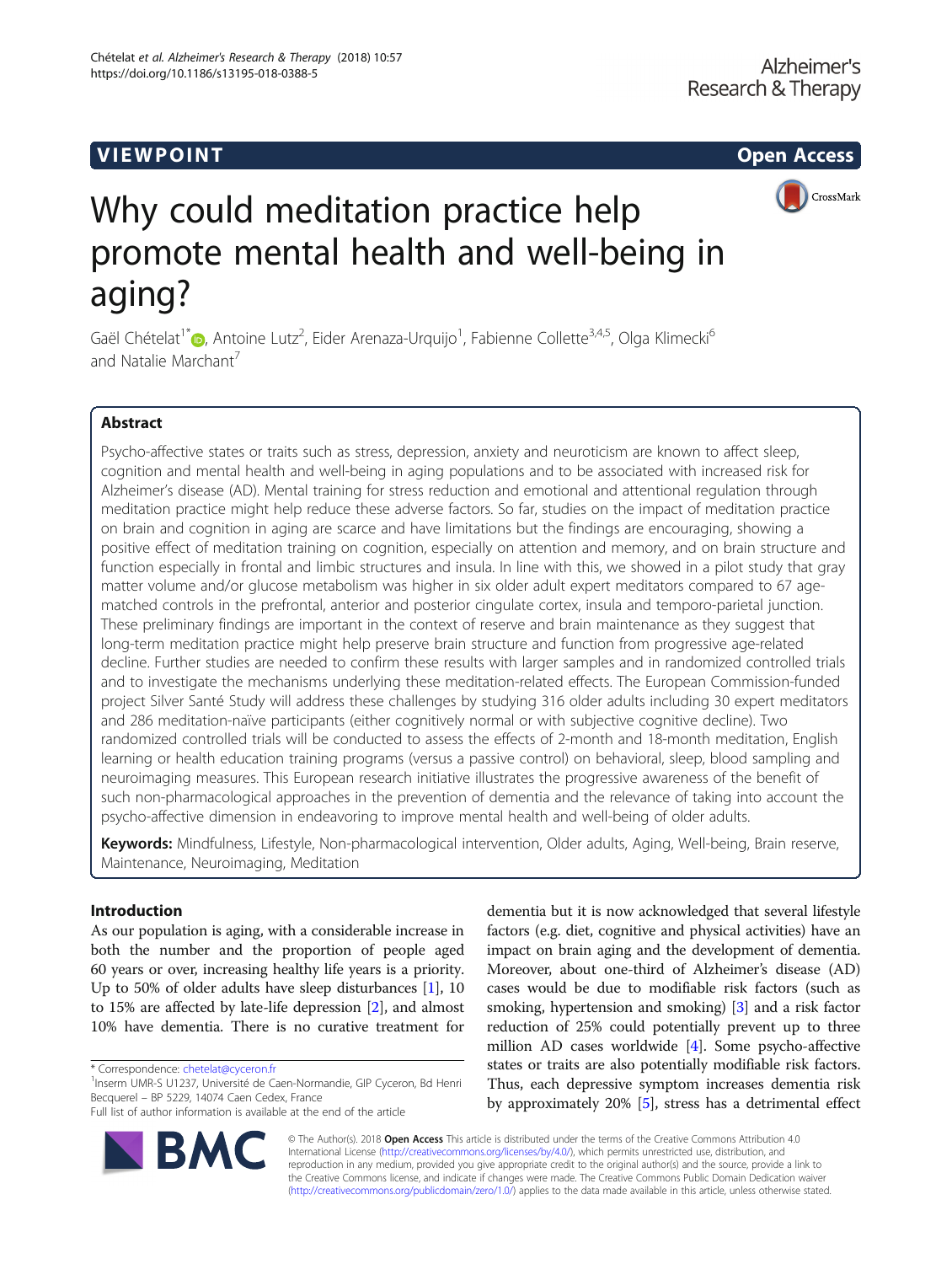VIEWPOINT

Open Access

# Why could meditation practice help promote mental health and well-being in aging?

Gaël Chételat[1*], Antoine Lutz[2], Eider Arenaza-Urquijo[1], Fabienne Collette[3,4,5], Olga Klimecki[6] and Natalie Marchant[7]

## Abstract

Psycho-affective states or traits such as stress, depression, anxiety and neuroticism are known to affect sleep, cognition and mental health and well-being in aging populations and to be associated with increased risk for Alzheimer's disease (AD). Mental training for stress reduction and emotional and attentional regulation through meditation practice might help reduce these adverse factors. So far, studies on the impact of meditation practice on brain and cognition in aging are scarce and have limitations but the findings are encouraging, showing a positive effect of meditation training on cognition, especially on attention and memory, and on brain structure and function especially in frontal and limbic structures and insula. In line with this, we showed in a pilot study that gray matter volume and/or glucose metabolism was higher in six older adult expert meditators compared to 67 age-matched controls in the prefrontal, anterior and posterior cingulate cortex, insula and temporo-parietal junction. These preliminary findings are important in the context of reserve and brain maintenance as they suggest that long-term meditation practice might help preserve brain structure and function from progressive age-related decline. Further studies are needed to confirm these results with larger samples and in randomized controlled trials and to investigate the mechanisms underlying these meditation-related effects. The European Commission-funded project Silver Santé Study will address these challenges by studying 316 older adults including 30 expert meditators and 286 meditation-naïve participants (either cognitively normal or with subjective cognitive decline). Two randomized controlled trials will be conducted to assess the effects of 2-month and 18-month meditation, English learning or health education training programs (versus a passive control) on behavioral, sleep, blood sampling and neuroimaging measures. This European research initiative illustrates the progressive awareness of the benefit of such non-pharmacological approaches in the prevention of dementia and the relevance of taking into account the psycho-affective dimension in endeavoring to improve mental health and well-being of older adults.

**Keywords:** Mindfulness, Lifestyle, Non-pharmacological intervention, Older adults, Aging, Well-being, Brain reserve, Maintenance, Neuroimaging, Meditation

## Introduction

As our population is aging, with a considerable increase in both the number and the proportion of people aged 60 years or over, increasing healthy life years is a priority. Up to 50% of older adults have sleep disturbances [1], 10 to 15% are affected by late-life depression [2], and almost 10% have dementia. There is no curative treatment for dementia but it is now acknowledged that several lifestyle factors (e.g. diet, cognitive and physical activities) have an impact on brain aging and the development of dementia. Moreover, about one-third of Alzheimer's disease (AD) cases would be due to modifiable risk factors (such as smoking, hypertension and smoking) [3] and a risk factor reduction of 25% could potentially prevent up to three million AD cases worldwide [4]. Some psycho-affective states or traits are also potentially modifiable risk factors. Thus, each depressive symptom increases dementia risk by approximately 20% [5], stress has a detrimental effect

\* Correspondence: chetelat@cyceron.fr
[1]Inserm UMR-S U1237, Université de Caen-Normandie, GIP Cyceron, Bd Henri Becquerel – BP 5229, 14074 Caen Cedex, France
Full list of author information is available at the end of the article

© The Author(s). 2018 **Open Access** This article is distributed under the terms of the Creative Commons Attribution 4.0 International License (http://creativecommons.org/licenses/by/4.0/), which permits unrestricted use, distribution, and reproduction in any medium, provided you give appropriate credit to the original author(s) and the source, provide a link to the Creative Commons license, and indicate if changes were made. The Creative Commons Public Domain Dedication waiver (http://creativecommons.org/publicdomain/zero/1.0/) applies to the data made available in this article, unless otherwise stated.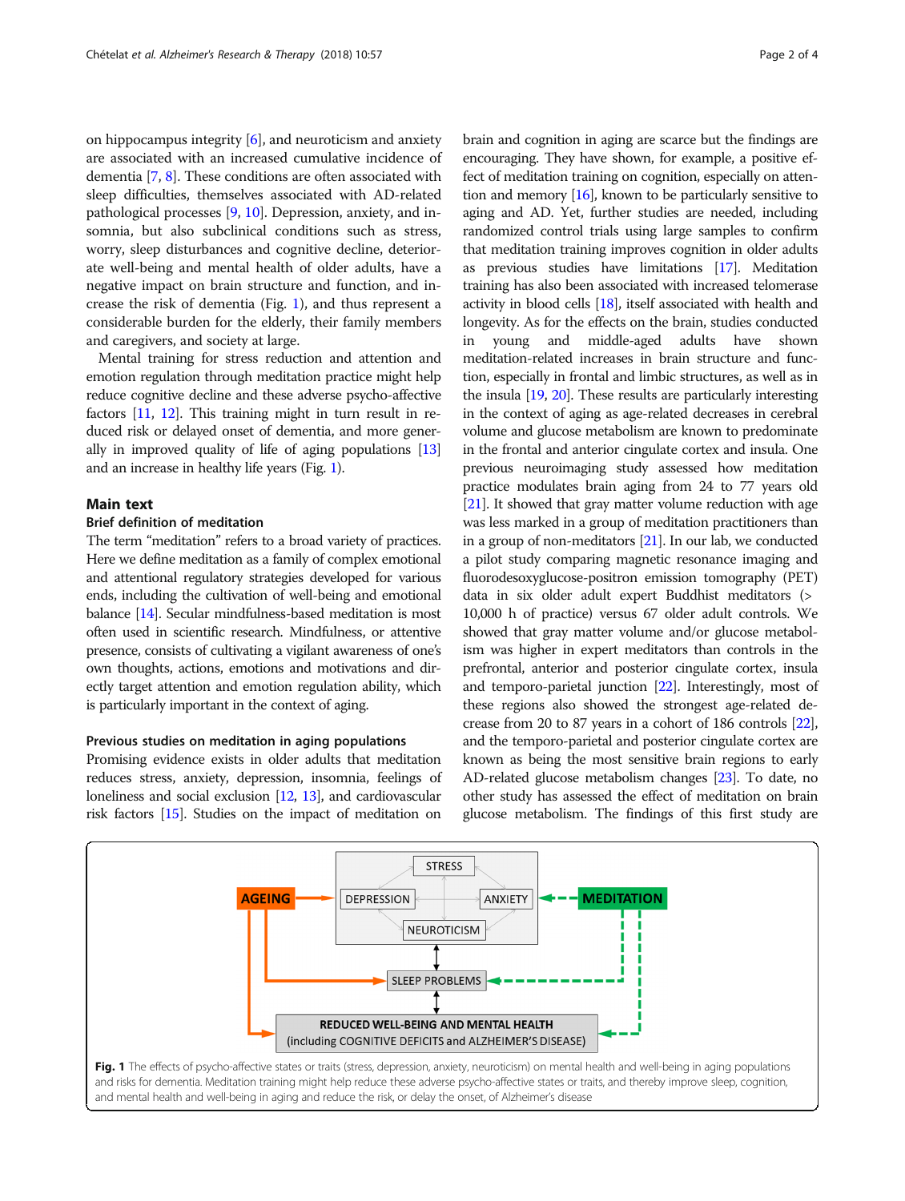on hippocampus integrity [6], and neuroticism and anxiety are associated with an increased cumulative incidence of dementia [7, 8]. These conditions are often associated with sleep difficulties, themselves associated with AD-related pathological processes [9, 10]. Depression, anxiety, and insomnia, but also subclinical conditions such as stress, worry, sleep disturbances and cognitive decline, deteriorate well-being and mental health of older adults, have a negative impact on brain structure and function, and increase the risk of dementia (Fig. 1), and thus represent a considerable burden for the elderly, their family members and caregivers, and society at large.

Mental training for stress reduction and attention and emotion regulation through meditation practice might help reduce cognitive decline and these adverse psycho-affective factors [11, 12]. This training might in turn result in reduced risk or delayed onset of dementia, and more generally in improved quality of life of aging populations [13] and an increase in healthy life years (Fig. 1).

## Main text

### Brief definition of meditation

The term "meditation" refers to a broad variety of practices. Here we define meditation as a family of complex emotional and attentional regulatory strategies developed for various ends, including the cultivation of well-being and emotional balance [14]. Secular mindfulness-based meditation is most often used in scientific research. Mindfulness, or attentive presence, consists of cultivating a vigilant awareness of one's own thoughts, actions, emotions and motivations and directly target attention and emotion regulation ability, which is particularly important in the context of aging.

### Previous studies on meditation in aging populations

Promising evidence exists in older adults that meditation reduces stress, anxiety, depression, insomnia, feelings of loneliness and social exclusion [12, 13], and cardiovascular risk factors [15]. Studies on the impact of meditation on brain and cognition in aging are scarce but the findings are encouraging. They have shown, for example, a positive effect of meditation training on cognition, especially on attention and memory [16], known to be particularly sensitive to aging and AD. Yet, further studies are needed, including randomized control trials using large samples to confirm that meditation training improves cognition in older adults as previous studies have limitations [17]. Meditation training has also been associated with increased telomerase activity in blood cells [18], itself associated with health and longevity. As for the effects on the brain, studies conducted in young and middle-aged adults have shown meditation-related increases in brain structure and function, especially in frontal and limbic structures, as well as in the insula [19, 20]. These results are particularly interesting in the context of aging as age-related decreases in cerebral volume and glucose metabolism are known to predominate in the frontal and anterior cingulate cortex and insula. One previous neuroimaging study assessed how meditation practice modulates brain aging from 24 to 77 years old [21]. It showed that gray matter volume reduction with age was less marked in a group of meditation practitioners than in a group of non-meditators [21]. In our lab, we conducted a pilot study comparing magnetic resonance imaging and fluorodesoxyglucose-positron emission tomography (PET) data in six older adult expert Buddhist meditators (> 10,000 h of practice) versus 67 older adult controls. We showed that gray matter volume and/or glucose metabolism was higher in expert meditators than controls in the prefrontal, anterior and posterior cingulate cortex, insula and temporo-parietal junction [22]. Interestingly, most of these regions also showed the strongest age-related decrease from 20 to 87 years in a cohort of 186 controls [22], and the temporo-parietal and posterior cingulate cortex are known as being the most sensitive brain regions to early AD-related glucose metabolism changes [23]. To date, no other study has assessed the effect of meditation on brain glucose metabolism. The findings of this first study are

**Fig. 1** The effects of psycho-affective states or traits (stress, depression, anxiety, neuroticism) on mental health and well-being in aging populations and risks for dementia. Meditation training might help reduce these adverse psycho-affective states or traits, and thereby improve sleep, cognition, and mental health and well-being in aging and reduce the risk, or delay the onset, of Alzheimer's disease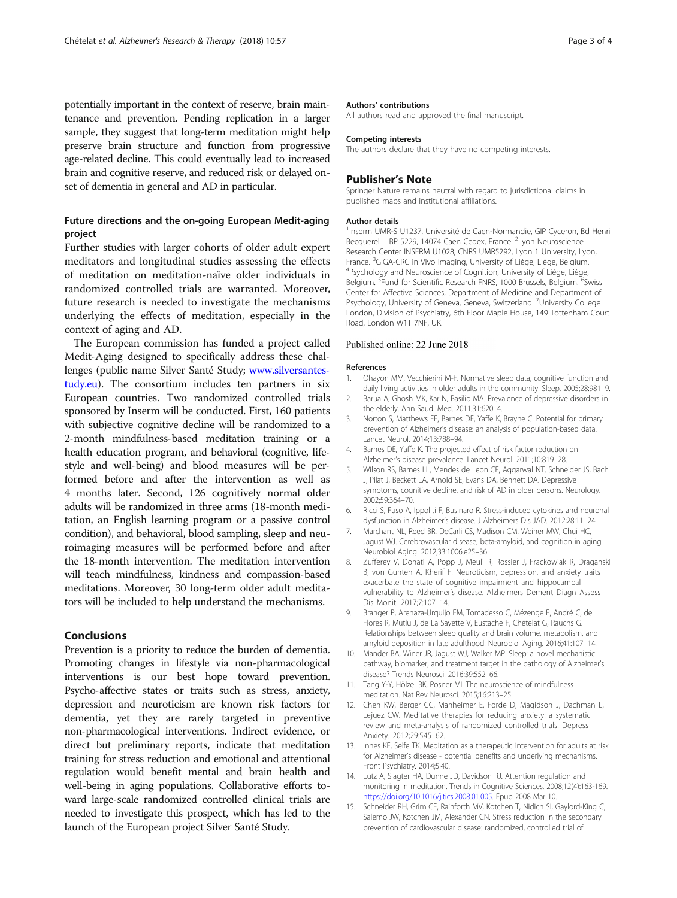potentially important in the context of reserve, brain maintenance and prevention. Pending replication in a larger sample, they suggest that long-term meditation might help preserve brain structure and function from progressive age-related decline. This could eventually lead to increased brain and cognitive reserve, and reduced risk or delayed onset of dementia in general and AD in particular.

### Future directions and the on-going European Medit-aging project

Further studies with larger cohorts of older adult expert meditators and longitudinal studies assessing the effects of meditation on meditation-naïve older individuals in randomized controlled trials are warranted. Moreover, future research is needed to investigate the mechanisms underlying the effects of meditation, especially in the context of aging and AD.

The European commission has funded a project called Medit-Aging designed to specifically address these challenges (public name Silver Santé Study; www.silversantestudy.eu). The consortium includes ten partners in six European countries. Two randomized controlled trials sponsored by Inserm will be conducted. First, 160 patients with subjective cognitive decline will be randomized to a 2-month mindfulness-based meditation training or a health education program, and behavioral (cognitive, lifestyle and well-being) and blood measures will be performed before and after the intervention as well as 4 months later. Second, 126 cognitively normal older adults will be randomized in three arms (18-month meditation, an English learning program or a passive control condition), and behavioral, blood sampling, sleep and neuroimaging measures will be performed before and after the 18-month intervention. The meditation intervention will teach mindfulness, kindness and compassion-based meditations. Moreover, 30 long-term older adult meditators will be included to help understand the mechanisms.

## Conclusions

Prevention is a priority to reduce the burden of dementia. Promoting changes in lifestyle via non-pharmacological interventions is our best hope toward prevention. Psycho-affective states or traits such as stress, anxiety, depression and neuroticism are known risk factors for dementia, yet they are rarely targeted in preventive non-pharmacological interventions. Indirect evidence, or direct but preliminary reports, indicate that meditation training for stress reduction and emotional and attentional regulation would benefit mental and brain health and well-being in aging populations. Collaborative efforts toward large-scale randomized controlled clinical trials are needed to investigate this prospect, which has led to the launch of the European project Silver Santé Study.

#### Authors' contributions

All authors read and approved the final manuscript.

#### Competing interests

The authors declare that they have no competing interests.

### Publisher's Note

Springer Nature remains neutral with regard to jurisdictional claims in published maps and institutional affiliations.

#### Author details

[1]Inserm UMR-S U1237, Université de Caen-Normandie, GIP Cyceron, Bd Henri Becquerel – BP 5229, 14074 Caen Cedex, France. [2]Lyon Neuroscience Research Center INSERM U1028, CNRS UMR5292, Lyon 1 University, Lyon, France. [3]GIGA-CRC in Vivo Imaging, University of Liège, Liège, Belgium. [4]Psychology and Neuroscience of Cognition, University of Liège, Liège, Belgium. [5]Fund for Scientific Research FNRS, 1000 Brussels, Belgium. [6]Swiss Center for Affective Sciences, Department of Medicine and Department of Psychology, University of Geneva, Geneva, Switzerland. [7]University College London, Division of Psychiatry, 6th Floor Maple House, 149 Tottenham Court Road, London W1T 7NF, UK.

Published online: 22 June 2018

#### References

1. Ohayon MM, Vecchierini M-F. Normative sleep data, cognitive function and daily living activities in older adults in the community. Sleep. 2005;28:981–9.
2. Barua A, Ghosh MK, Kar N, Basilio MA. Prevalence of depressive disorders in the elderly. Ann Saudi Med. 2011;31:620–4.
3. Norton S, Matthews FE, Barnes DE, Yaffe K, Brayne C. Potential for primary prevention of Alzheimer's disease: an analysis of population-based data. Lancet Neurol. 2014;13:788–94.
4. Barnes DE, Yaffe K. The projected effect of risk factor reduction on Alzheimer's disease prevalence. Lancet Neurol. 2011;10:819–28.
5. Wilson RS, Barnes LL, Mendes de Leon CF, Aggarwal NT, Schneider JS, Bach J, Pilat J, Beckett LA, Arnold SE, Evans DA, Bennett DA. Depressive symptoms, cognitive decline, and risk of AD in older persons. Neurology. 2002;59:364–70.
6. Ricci S, Fuso A, Ippoliti F, Businaro R. Stress-induced cytokines and neuronal dysfunction in Alzheimer's disease. J Alzheimers Dis JAD. 2012;28:11–24.
7. Marchant NL, Reed BR, DeCarli CS, Madison CM, Weiner MW, Chui HC, Jagust WJ. Cerebrovascular disease, beta-amyloid, and cognition in aging. Neurobiol Aging. 2012;33:1006.e25–36.
8. Zufferey V, Donati A, Popp J, Meuli R, Rossier J, Frackowiak R, Draganski B, von Gunten A, Kherif F. Neuroticism, depression, and anxiety traits exacerbate the state of cognitive impairment and hippocampal vulnerability to Alzheimer's disease. Alzheimers Dement Diagn Assess Dis Monit. 2017;7:107–14.
9. Branger P, Arenaza-Urquijo EM, Tomadesso C, Mézenge F, André C, de Flores R, Mutlu J, de La Sayette V, Eustache F, Chételat G, Rauchs G. Relationships between sleep quality and brain volume, metabolism, and amyloid deposition in late adulthood. Neurobiol Aging. 2016;41:107–14.
10. Mander BA, Winer JR, Jagust WJ, Walker MP. Sleep: a novel mechanistic pathway, biomarker, and treatment target in the pathology of Alzheimer's disease? Trends Neurosci. 2016;39:552–66.
11. Tang Y-Y, Hölzel BK, Posner MI. The neuroscience of mindfulness meditation. Nat Rev Neurosci. 2015;16:213–25.
12. Chen KW, Berger CC, Manheimer E, Forde D, Magidson J, Dachman L, Lejuez CW. Meditative therapies for reducing anxiety: a systematic review and meta-analysis of randomized controlled trials. Depress Anxiety. 2012;29:545–62.
13. Innes KE, Selfe TK. Meditation as a therapeutic intervention for adults at risk for Alzheimer's disease - potential benefits and underlying mechanisms. Front Psychiatry. 2014;5:40.
14. Lutz A, Slagter HA, Dunne JD, Davidson RJ. Attention regulation and monitoring in meditation. Trends in Cognitive Sciences. 2008;12(4):163-169. https://doi.org/10.1016/j.tics.2008.01.005. Epub 2008 Mar 10.
15. Schneider RH, Grim CE, Rainforth MV, Kotchen T, Nidich SI, Gaylord-King C, Salerno JW, Kotchen JM, Alexander CN. Stress reduction in the secondary prevention of cardiovascular disease: randomized, controlled trial of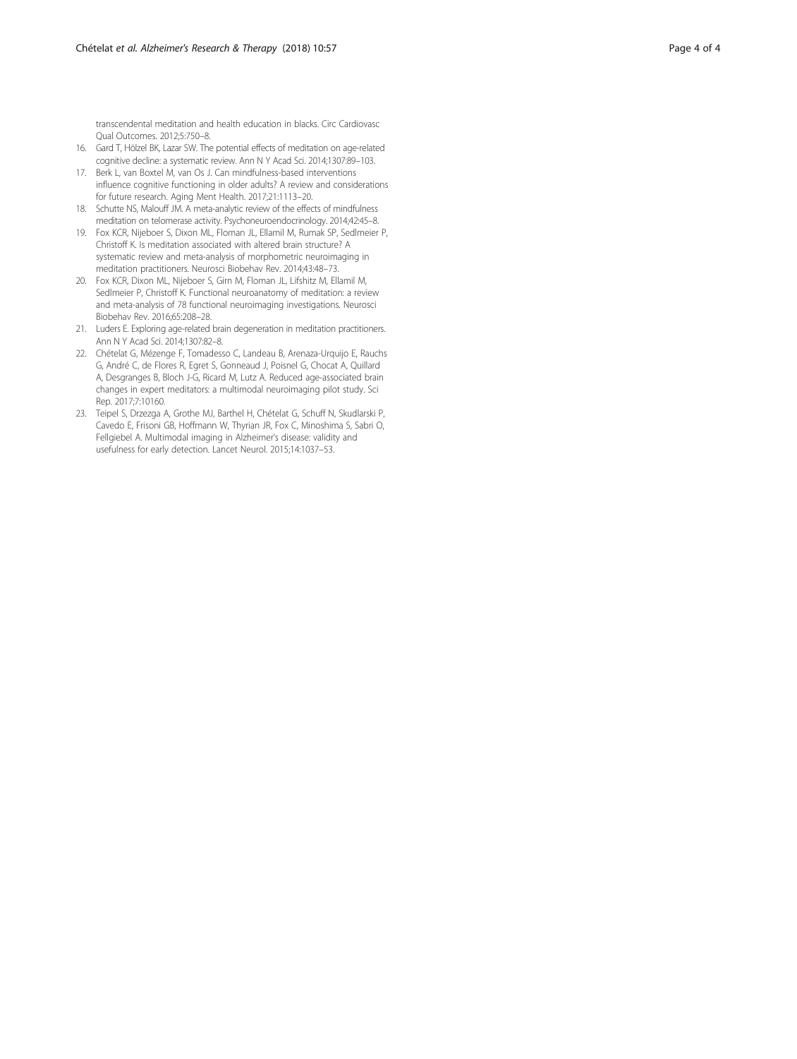transcendental meditation and health education in blacks. Circ Cardiovasc Qual Outcomes. 2012;5:750–8.

16. Gard T, Hölzel BK, Lazar SW. The potential effects of meditation on age-related cognitive decline: a systematic review. Ann N Y Acad Sci. 2014;1307:89–103.
17. Berk L, van Boxtel M, van Os J. Can mindfulness-based interventions influence cognitive functioning in older adults? A review and considerations for future research. Aging Ment Health. 2017;21:1113–20.
18. Schutte NS, Malouff JM. A meta-analytic review of the effects of mindfulness meditation on telomerase activity. Psychoneuroendocrinology. 2014;42:45–8.
19. Fox KCR, Nijeboer S, Dixon ML, Floman JL, Ellamil M, Rumak SP, Sedlmeier P, Christoff K. Is meditation associated with altered brain structure? A systematic review and meta-analysis of morphometric neuroimaging in meditation practitioners. Neurosci Biobehav Rev. 2014;43:48–73.
20. Fox KCR, Dixon ML, Nijeboer S, Girn M, Floman JL, Lifshitz M, Ellamil M, Sedlmeier P, Christoff K. Functional neuroanatomy of meditation: a review and meta-analysis of 78 functional neuroimaging investigations. Neurosci Biobehav Rev. 2016;65:208–28.
21. Luders E. Exploring age-related brain degeneration in meditation practitioners. Ann N Y Acad Sci. 2014;1307:82–8.
22. Chételat G, Mézenge F, Tomadesso C, Landeau B, Arenaza-Urquijo E, Rauchs G, André C, de Flores R, Egret S, Gonneaud J, Poisnel G, Chocat A, Quillard A, Desgranges B, Bloch J-G, Ricard M, Lutz A. Reduced age-associated brain changes in expert meditators: a multimodal neuroimaging pilot study. Sci Rep. 2017;7:10160.
23. Teipel S, Drzezga A, Grothe MJ, Barthel H, Chételat G, Schuff N, Skudlarski P, Cavedo E, Frisoni GB, Hoffmann W, Thyrian JR, Fox C, Minoshima S, Sabri O, Fellgiebel A. Multimodal imaging in Alzheimer's disease: validity and usefulness for early detection. Lancet Neurol. 2015;14:1037–53.